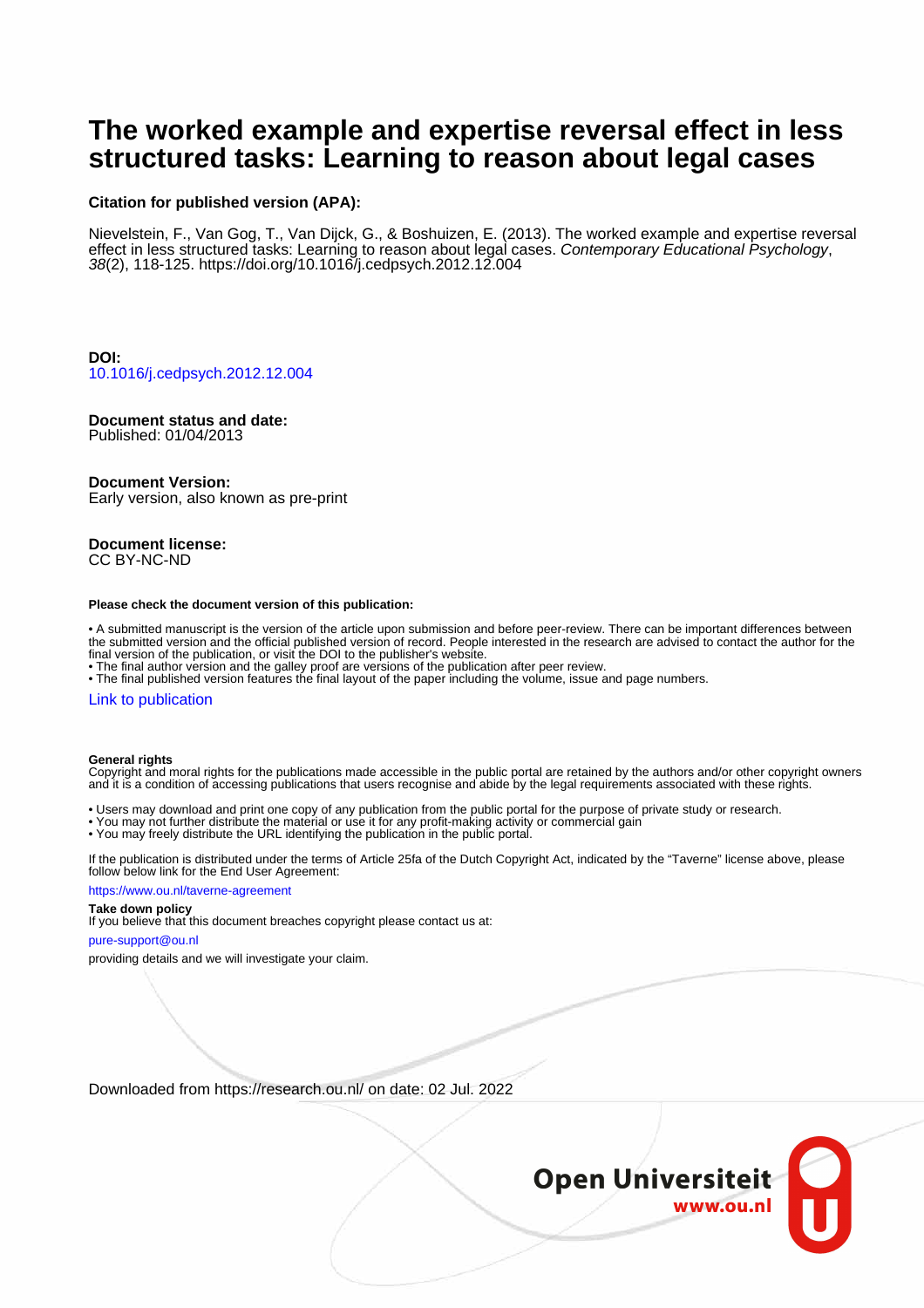# The worked example and expertise reversal effect in less structured tasks: Learning to reason about legal cases

**Citation for published version (APA):**

Nievelstein, F., Van Gog, T., Van Dijck, G., & Boshuizen, E. (2013). The worked example and expertise reversal effect in less structured tasks: Learning to reason about legal cases. *Contemporary Educational Psychology*, *38*(2), 118-125. https://doi.org/10.1016/j.cedpsych.2012.12.004

**DOI:**
10.1016/j.cedpsych.2012.12.004

**Document status and date:**
Published: 01/04/2013

**Document Version:**
Early version, also known as pre-print

**Document license:**
CC BY-NC-ND

**Please check the document version of this publication:**

• A submitted manuscript is the version of the article upon submission and before peer-review. There can be important differences between the submitted version and the official published version of record. People interested in the research are advised to contact the author for the final version of the publication, or visit the DOI to the publisher's website.
• The final author version and the galley proof are versions of the publication after peer review.
• The final published version features the final layout of the paper including the volume, issue and page numbers.

Link to publication

**General rights**
Copyright and moral rights for the publications made accessible in the public portal are retained by the authors and/or other copyright owners and it is a condition of accessing publications that users recognise and abide by the legal requirements associated with these rights.

• Users may download and print one copy of any publication from the public portal for the purpose of private study or research.
• You may not further distribute the material or use it for any profit-making activity or commercial gain
• You may freely distribute the URL identifying the publication in the public portal.

If the publication is distributed under the terms of Article 25fa of the Dutch Copyright Act, indicated by the "Taverne" license above, please follow below link for the End User Agreement:

https://www.ou.nl/taverne-agreement

**Take down policy**
If you believe that this document breaches copyright please contact us at:

pure-support@ou.nl

providing details and we will investigate your claim.

Downloaded from https://research.ou.nl/ on date: 02 Jul. 2022

Open Universiteit
www.ou.nl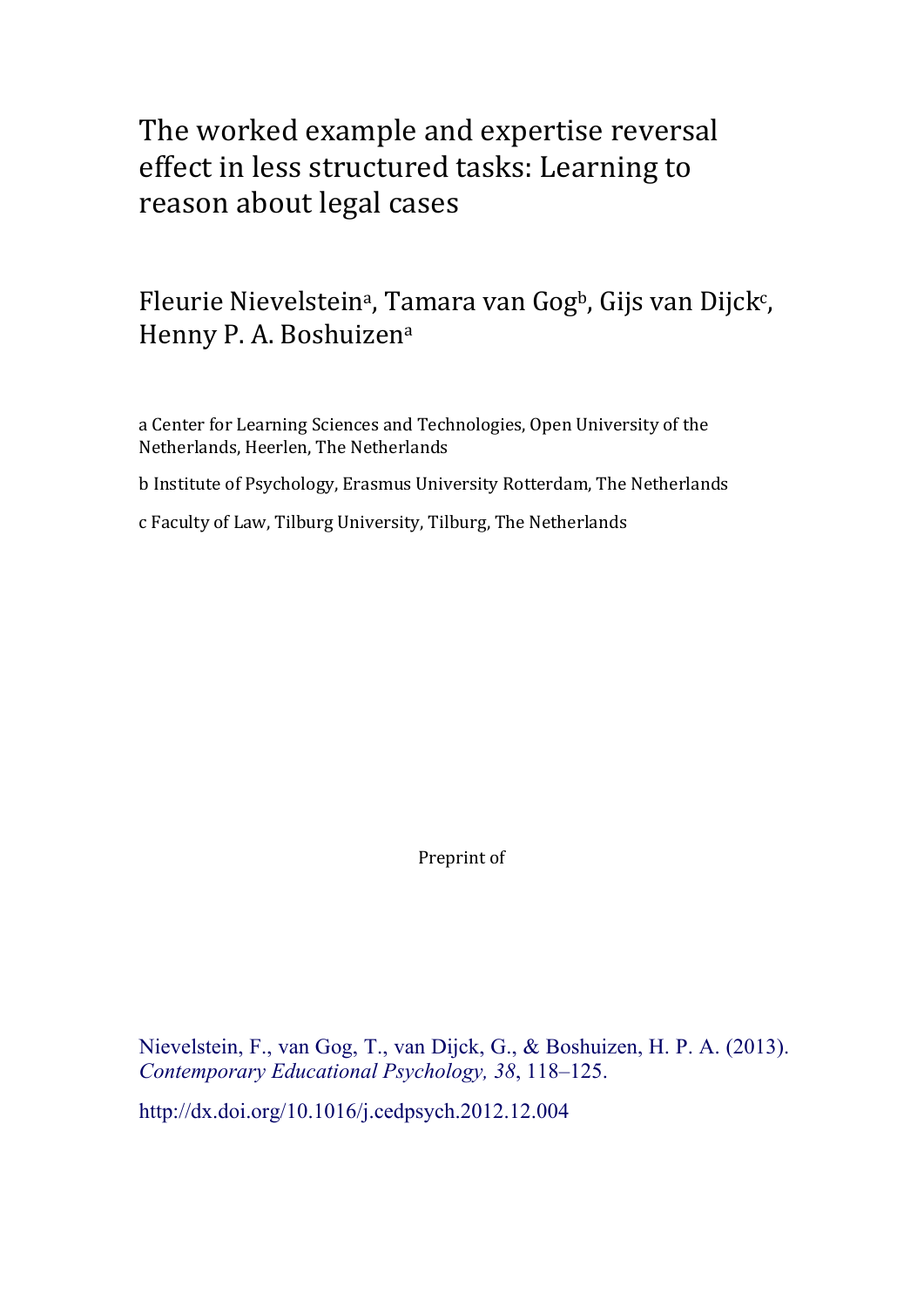# The worked example and expertise reversal effect in less structured tasks: Learning to reason about legal cases

Fleurie Nievelstein[a], Tamara van Gog[b], Gijs van Dijck[c], Henny P. A. Boshuizen[a]

a Center for Learning Sciences and Technologies, Open University of the Netherlands, Heerlen, The Netherlands

b Institute of Psychology, Erasmus University Rotterdam, The Netherlands

c Faculty of Law, Tilburg University, Tilburg, The Netherlands

Preprint of

Nievelstein, F., van Gog, T., van Dijck, G., & Boshuizen, H. P. A. (2013). *Contemporary Educational Psychology, 38*, 118–125.

http://dx.doi.org/10.1016/j.cedpsych.2012.12.004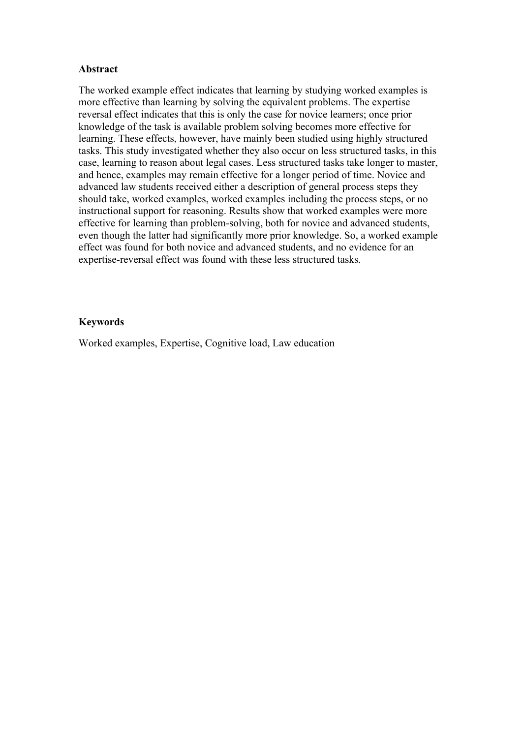**Abstract**

The worked example effect indicates that learning by studying worked examples is more effective than learning by solving the equivalent problems. The expertise reversal effect indicates that this is only the case for novice learners; once prior knowledge of the task is available problem solving becomes more effective for learning. These effects, however, have mainly been studied using highly structured tasks. This study investigated whether they also occur on less structured tasks, in this case, learning to reason about legal cases. Less structured tasks take longer to master, and hence, examples may remain effective for a longer period of time. Novice and advanced law students received either a description of general process steps they should take, worked examples, worked examples including the process steps, or no instructional support for reasoning. Results show that worked examples were more effective for learning than problem-solving, both for novice and advanced students, even though the latter had significantly more prior knowledge. So, a worked example effect was found for both novice and advanced students, and no evidence for an expertise-reversal effect was found with these less structured tasks.

**Keywords**

Worked examples, Expertise, Cognitive load, Law education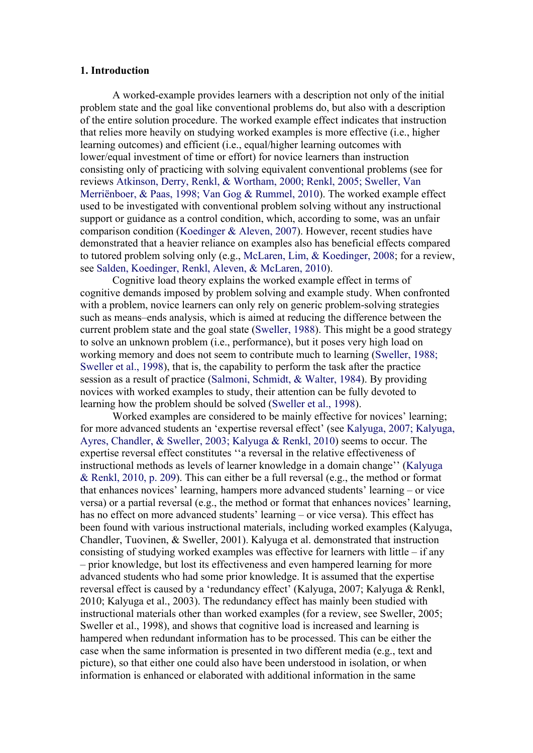### 1. Introduction

A worked-example provides learners with a description not only of the initial problem state and the goal like conventional problems do, but also with a description of the entire solution procedure. The worked example effect indicates that instruction that relies more heavily on studying worked examples is more effective (i.e., higher learning outcomes) and efficient (i.e., equal/higher learning outcomes with lower/equal investment of time or effort) for novice learners than instruction consisting only of practicing with solving equivalent conventional problems (see for reviews Atkinson, Derry, Renkl, & Wortham, 2000; Renkl, 2005; Sweller, Van Merriënboer, & Paas, 1998; Van Gog & Rummel, 2010). The worked example effect used to be investigated with conventional problem solving without any instructional support or guidance as a control condition, which, according to some, was an unfair comparison condition (Koedinger & Aleven, 2007). However, recent studies have demonstrated that a heavier reliance on examples also has beneficial effects compared to tutored problem solving only (e.g., McLaren, Lim, & Koedinger, 2008; for a review, see Salden, Koedinger, Renkl, Aleven, & McLaren, 2010).

Cognitive load theory explains the worked example effect in terms of cognitive demands imposed by problem solving and example study. When confronted with a problem, novice learners can only rely on generic problem-solving strategies such as means–ends analysis, which is aimed at reducing the difference between the current problem state and the goal state (Sweller, 1988). This might be a good strategy to solve an unknown problem (i.e., performance), but it poses very high load on working memory and does not seem to contribute much to learning (Sweller, 1988; Sweller et al., 1998), that is, the capability to perform the task after the practice session as a result of practice (Salmoni, Schmidt, & Walter, 1984). By providing novices with worked examples to study, their attention can be fully devoted to learning how the problem should be solved (Sweller et al., 1998).

Worked examples are considered to be mainly effective for novices' learning; for more advanced students an 'expertise reversal effect' (see Kalyuga, 2007; Kalyuga, Ayres, Chandler, & Sweller, 2003; Kalyuga & Renkl, 2010) seems to occur. The expertise reversal effect constitutes ''a reversal in the relative effectiveness of instructional methods as levels of learner knowledge in a domain change'' (Kalyuga & Renkl, 2010, p. 209). This can either be a full reversal (e.g., the method or format that enhances novices' learning, hampers more advanced students' learning – or vice versa) or a partial reversal (e.g., the method or format that enhances novices' learning, has no effect on more advanced students' learning – or vice versa). This effect has been found with various instructional materials, including worked examples (Kalyuga, Chandler, Tuovinen, & Sweller, 2001). Kalyuga et al. demonstrated that instruction consisting of studying worked examples was effective for learners with little – if any – prior knowledge, but lost its effectiveness and even hampered learning for more advanced students who had some prior knowledge. It is assumed that the expertise reversal effect is caused by a 'redundancy effect' (Kalyuga, 2007; Kalyuga & Renkl, 2010; Kalyuga et al., 2003). The redundancy effect has mainly been studied with instructional materials other than worked examples (for a review, see Sweller, 2005; Sweller et al., 1998), and shows that cognitive load is increased and learning is hampered when redundant information has to be processed. This can be either the case when the same information is presented in two different media (e.g., text and picture), so that either one could also have been understood in isolation, or when information is enhanced or elaborated with additional information in the same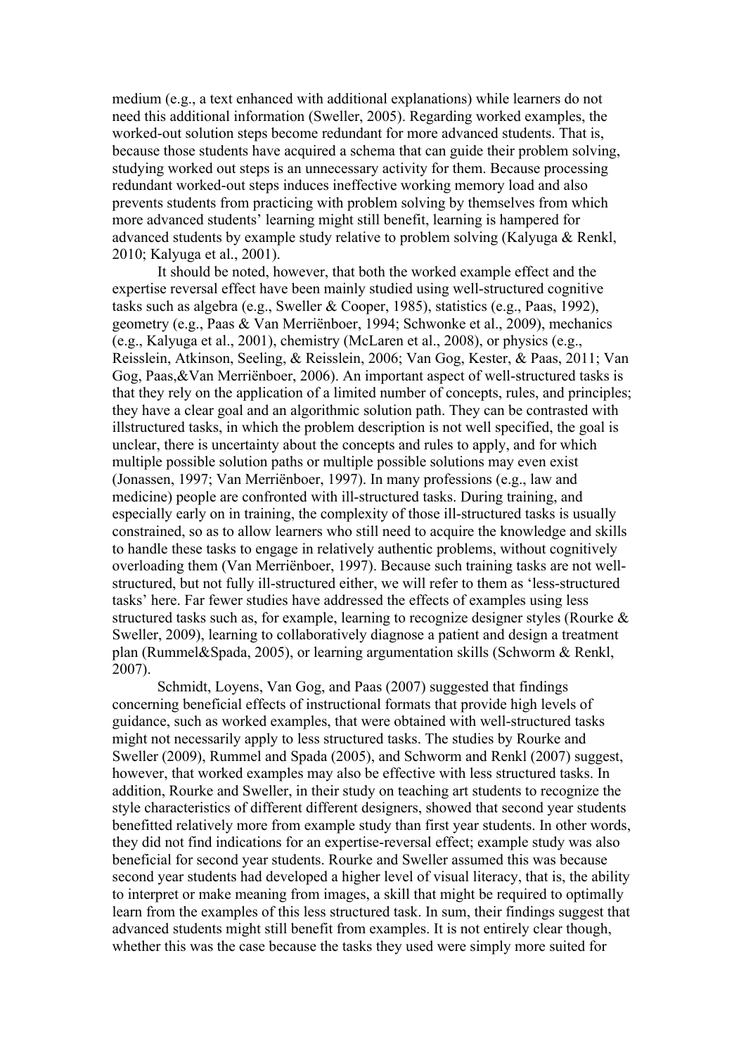medium (e.g., a text enhanced with additional explanations) while learners do not need this additional information (Sweller, 2005). Regarding worked examples, the worked-out solution steps become redundant for more advanced students. That is, because those students have acquired a schema that can guide their problem solving, studying worked out steps is an unnecessary activity for them. Because processing redundant worked-out steps induces ineffective working memory load and also prevents students from practicing with problem solving by themselves from which more advanced students' learning might still benefit, learning is hampered for advanced students by example study relative to problem solving (Kalyuga & Renkl, 2010; Kalyuga et al., 2001).

It should be noted, however, that both the worked example effect and the expertise reversal effect have been mainly studied using well-structured cognitive tasks such as algebra (e.g., Sweller & Cooper, 1985), statistics (e.g., Paas, 1992), geometry (e.g., Paas & Van Merriënboer, 1994; Schwonke et al., 2009), mechanics (e.g., Kalyuga et al., 2001), chemistry (McLaren et al., 2008), or physics (e.g., Reisslein, Atkinson, Seeling, & Reisslein, 2006; Van Gog, Kester, & Paas, 2011; Van Gog, Paas,&Van Merriënboer, 2006). An important aspect of well-structured tasks is that they rely on the application of a limited number of concepts, rules, and principles; they have a clear goal and an algorithmic solution path. They can be contrasted with illstructured tasks, in which the problem description is not well specified, the goal is unclear, there is uncertainty about the concepts and rules to apply, and for which multiple possible solution paths or multiple possible solutions may even exist (Jonassen, 1997; Van Merriënboer, 1997). In many professions (e.g., law and medicine) people are confronted with ill-structured tasks. During training, and especially early on in training, the complexity of those ill-structured tasks is usually constrained, so as to allow learners who still need to acquire the knowledge and skills to handle these tasks to engage in relatively authentic problems, without cognitively overloading them (Van Merriënboer, 1997). Because such training tasks are not well-structured, but not fully ill-structured either, we will refer to them as 'less-structured tasks' here. Far fewer studies have addressed the effects of examples using less structured tasks such as, for example, learning to recognize designer styles (Rourke & Sweller, 2009), learning to collaboratively diagnose a patient and design a treatment plan (Rummel&Spada, 2005), or learning argumentation skills (Schworm & Renkl, 2007).

Schmidt, Loyens, Van Gog, and Paas (2007) suggested that findings concerning beneficial effects of instructional formats that provide high levels of guidance, such as worked examples, that were obtained with well-structured tasks might not necessarily apply to less structured tasks. The studies by Rourke and Sweller (2009), Rummel and Spada (2005), and Schworm and Renkl (2007) suggest, however, that worked examples may also be effective with less structured tasks. In addition, Rourke and Sweller, in their study on teaching art students to recognize the style characteristics of different different designers, showed that second year students benefitted relatively more from example study than first year students. In other words, they did not find indications for an expertise-reversal effect; example study was also beneficial for second year students. Rourke and Sweller assumed this was because second year students had developed a higher level of visual literacy, that is, the ability to interpret or make meaning from images, a skill that might be required to optimally learn from the examples of this less structured task. In sum, their findings suggest that advanced students might still benefit from examples. It is not entirely clear though, whether this was the case because the tasks they used were simply more suited for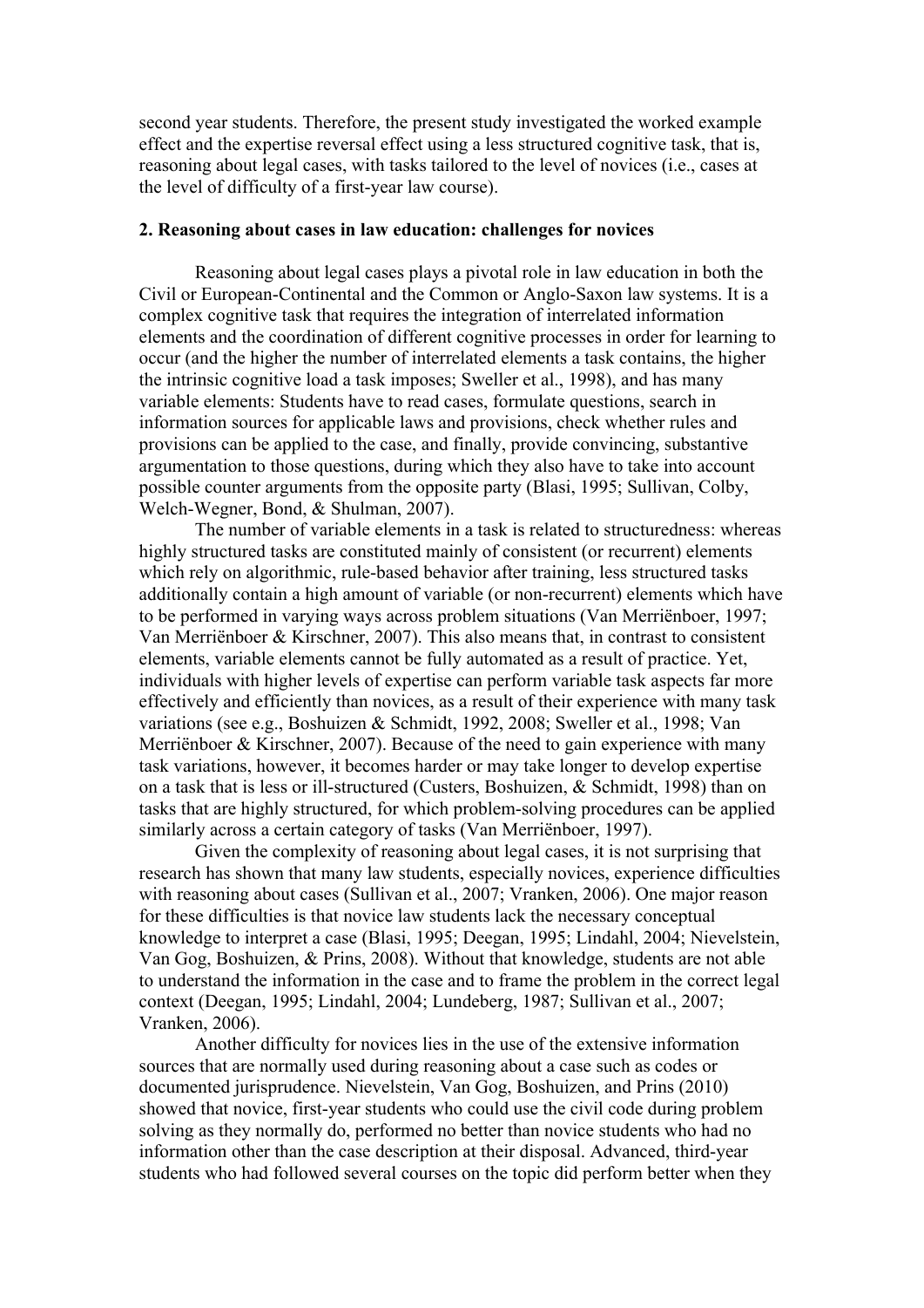second year students. Therefore, the present study investigated the worked example effect and the expertise reversal effect using a less structured cognitive task, that is, reasoning about legal cases, with tasks tailored to the level of novices (i.e., cases at the level of difficulty of a first-year law course).

## 2. Reasoning about cases in law education: challenges for novices

Reasoning about legal cases plays a pivotal role in law education in both the Civil or European-Continental and the Common or Anglo-Saxon law systems. It is a complex cognitive task that requires the integration of interrelated information elements and the coordination of different cognitive processes in order for learning to occur (and the higher the number of interrelated elements a task contains, the higher the intrinsic cognitive load a task imposes; Sweller et al., 1998), and has many variable elements: Students have to read cases, formulate questions, search in information sources for applicable laws and provisions, check whether rules and provisions can be applied to the case, and finally, provide convincing, substantive argumentation to those questions, during which they also have to take into account possible counter arguments from the opposite party (Blasi, 1995; Sullivan, Colby, Welch-Wegner, Bond, & Shulman, 2007).

The number of variable elements in a task is related to structuredness: whereas highly structured tasks are constituted mainly of consistent (or recurrent) elements which rely on algorithmic, rule-based behavior after training, less structured tasks additionally contain a high amount of variable (or non-recurrent) elements which have to be performed in varying ways across problem situations (Van Merriënboer, 1997; Van Merriënboer & Kirschner, 2007). This also means that, in contrast to consistent elements, variable elements cannot be fully automated as a result of practice. Yet, individuals with higher levels of expertise can perform variable task aspects far more effectively and efficiently than novices, as a result of their experience with many task variations (see e.g., Boshuizen & Schmidt, 1992, 2008; Sweller et al., 1998; Van Merriënboer & Kirschner, 2007). Because of the need to gain experience with many task variations, however, it becomes harder or may take longer to develop expertise on a task that is less or ill-structured (Custers, Boshuizen, & Schmidt, 1998) than on tasks that are highly structured, for which problem-solving procedures can be applied similarly across a certain category of tasks (Van Merriënboer, 1997).

Given the complexity of reasoning about legal cases, it is not surprising that research has shown that many law students, especially novices, experience difficulties with reasoning about cases (Sullivan et al., 2007; Vranken, 2006). One major reason for these difficulties is that novice law students lack the necessary conceptual knowledge to interpret a case (Blasi, 1995; Deegan, 1995; Lindahl, 2004; Nievelstein, Van Gog, Boshuizen, & Prins, 2008). Without that knowledge, students are not able to understand the information in the case and to frame the problem in the correct legal context (Deegan, 1995; Lindahl, 2004; Lundeberg, 1987; Sullivan et al., 2007; Vranken, 2006).

Another difficulty for novices lies in the use of the extensive information sources that are normally used during reasoning about a case such as codes or documented jurisprudence. Nievelstein, Van Gog, Boshuizen, and Prins (2010) showed that novice, first-year students who could use the civil code during problem solving as they normally do, performed no better than novice students who had no information other than the case description at their disposal. Advanced, third-year students who had followed several courses on the topic did perform better when they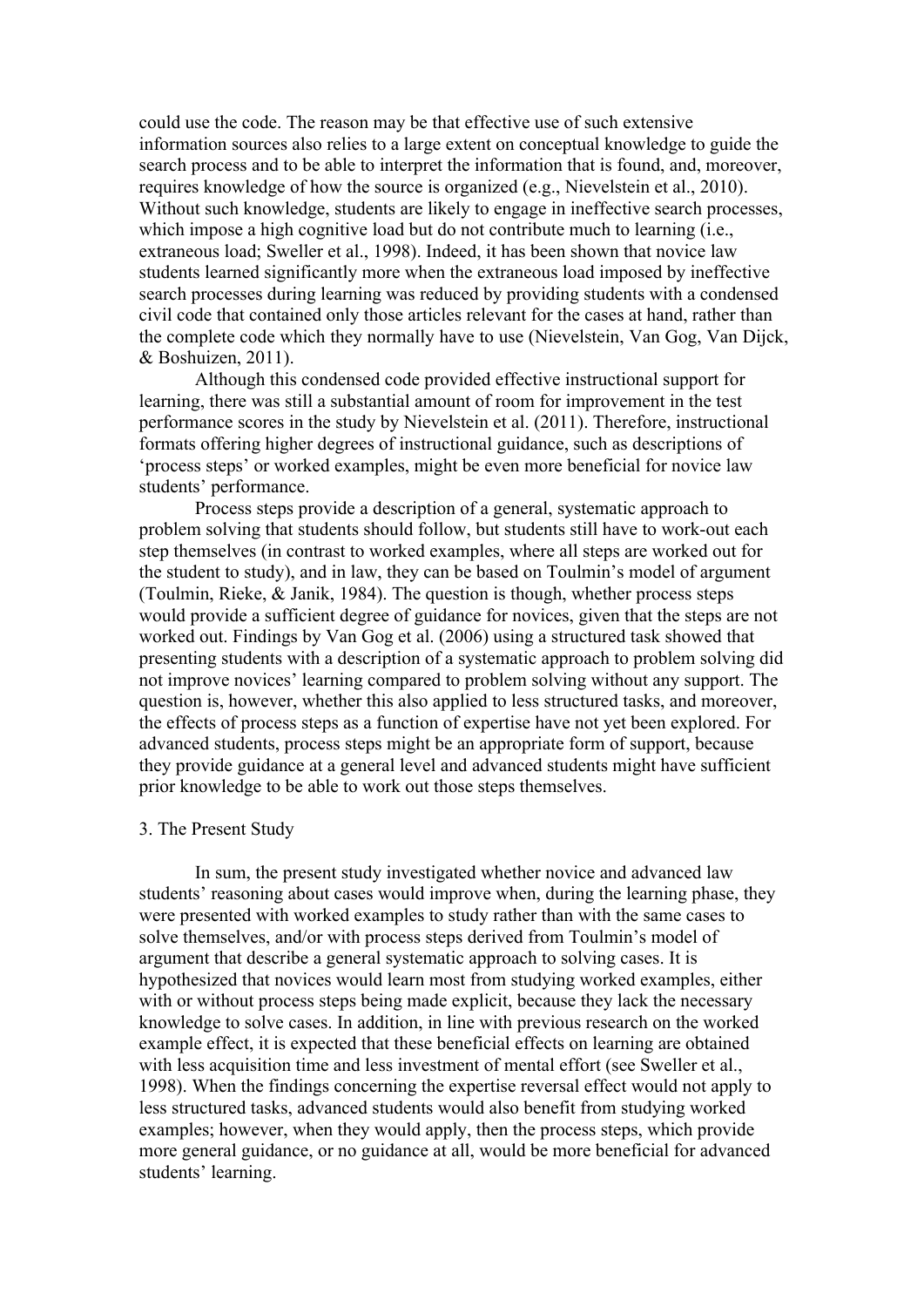could use the code. The reason may be that effective use of such extensive information sources also relies to a large extent on conceptual knowledge to guide the search process and to be able to interpret the information that is found, and, moreover, requires knowledge of how the source is organized (e.g., Nievelstein et al., 2010). Without such knowledge, students are likely to engage in ineffective search processes, which impose a high cognitive load but do not contribute much to learning (i.e., extraneous load; Sweller et al., 1998). Indeed, it has been shown that novice law students learned significantly more when the extraneous load imposed by ineffective search processes during learning was reduced by providing students with a condensed civil code that contained only those articles relevant for the cases at hand, rather than the complete code which they normally have to use (Nievelstein, Van Gog, Van Dijck, & Boshuizen, 2011).

Although this condensed code provided effective instructional support for learning, there was still a substantial amount of room for improvement in the test performance scores in the study by Nievelstein et al. (2011). Therefore, instructional formats offering higher degrees of instructional guidance, such as descriptions of 'process steps' or worked examples, might be even more beneficial for novice law students' performance.

Process steps provide a description of a general, systematic approach to problem solving that students should follow, but students still have to work-out each step themselves (in contrast to worked examples, where all steps are worked out for the student to study), and in law, they can be based on Toulmin's model of argument (Toulmin, Rieke, & Janik, 1984). The question is though, whether process steps would provide a sufficient degree of guidance for novices, given that the steps are not worked out. Findings by Van Gog et al. (2006) using a structured task showed that presenting students with a description of a systematic approach to problem solving did not improve novices' learning compared to problem solving without any support. The question is, however, whether this also applied to less structured tasks, and moreover, the effects of process steps as a function of expertise have not yet been explored. For advanced students, process steps might be an appropriate form of support, because they provide guidance at a general level and advanced students might have sufficient prior knowledge to be able to work out those steps themselves.

## 3. The Present Study

In sum, the present study investigated whether novice and advanced law students' reasoning about cases would improve when, during the learning phase, they were presented with worked examples to study rather than with the same cases to solve themselves, and/or with process steps derived from Toulmin's model of argument that describe a general systematic approach to solving cases. It is hypothesized that novices would learn most from studying worked examples, either with or without process steps being made explicit, because they lack the necessary knowledge to solve cases. In addition, in line with previous research on the worked example effect, it is expected that these beneficial effects on learning are obtained with less acquisition time and less investment of mental effort (see Sweller et al., 1998). When the findings concerning the expertise reversal effect would not apply to less structured tasks, advanced students would also benefit from studying worked examples; however, when they would apply, then the process steps, which provide more general guidance, or no guidance at all, would be more beneficial for advanced students' learning.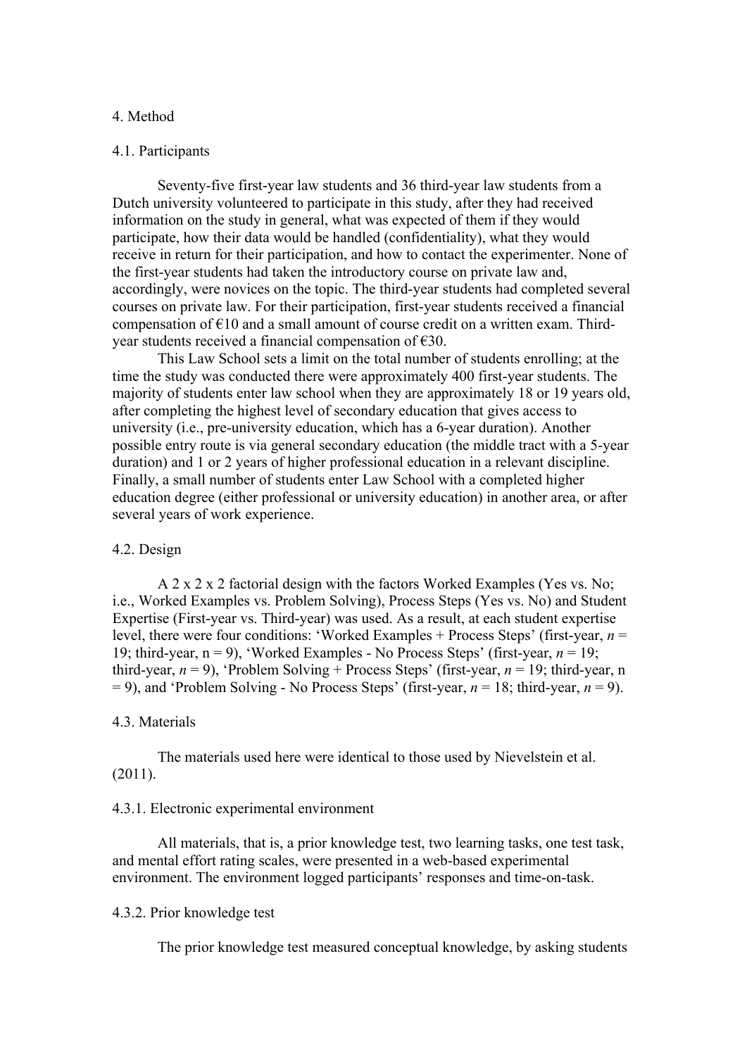## 4. Method

### 4.1. Participants

Seventy-five first-year law students and 36 third-year law students from a Dutch university volunteered to participate in this study, after they had received information on the study in general, what was expected of them if they would participate, how their data would be handled (confidentiality), what they would receive in return for their participation, and how to contact the experimenter. None of the first-year students had taken the introductory course on private law and, accordingly, were novices on the topic. The third-year students had completed several courses on private law. For their participation, first-year students received a financial compensation of €10 and a small amount of course credit on a written exam. Third-year students received a financial compensation of €30.

This Law School sets a limit on the total number of students enrolling; at the time the study was conducted there were approximately 400 first-year students. The majority of students enter law school when they are approximately 18 or 19 years old, after completing the highest level of secondary education that gives access to university (i.e., pre-university education, which has a 6-year duration). Another possible entry route is via general secondary education (the middle tract with a 5-year duration) and 1 or 2 years of higher professional education in a relevant discipline. Finally, a small number of students enter Law School with a completed higher education degree (either professional or university education) in another area, or after several years of work experience.

### 4.2. Design

A 2 x 2 x 2 factorial design with the factors Worked Examples (Yes vs. No; i.e., Worked Examples vs. Problem Solving), Process Steps (Yes vs. No) and Student Expertise (First-year vs. Third-year) was used. As a result, at each student expertise level, there were four conditions: 'Worked Examples + Process Steps' (first-year, $n$ = 19; third-year, n = 9), 'Worked Examples - No Process Steps' (first-year, $n$ = 19; third-year, $n$ = 9), 'Problem Solving + Process Steps' (first-year, $n$ = 19; third-year, n = 9), and 'Problem Solving - No Process Steps' (first-year, $n$ = 18; third-year, $n$ = 9).

### 4.3. Materials

The materials used here were identical to those used by Nievelstein et al. (2011).

#### 4.3.1. Electronic experimental environment

All materials, that is, a prior knowledge test, two learning tasks, one test task, and mental effort rating scales, were presented in a web-based experimental environment. The environment logged participants' responses and time-on-task.

#### 4.3.2. Prior knowledge test

The prior knowledge test measured conceptual knowledge, by asking students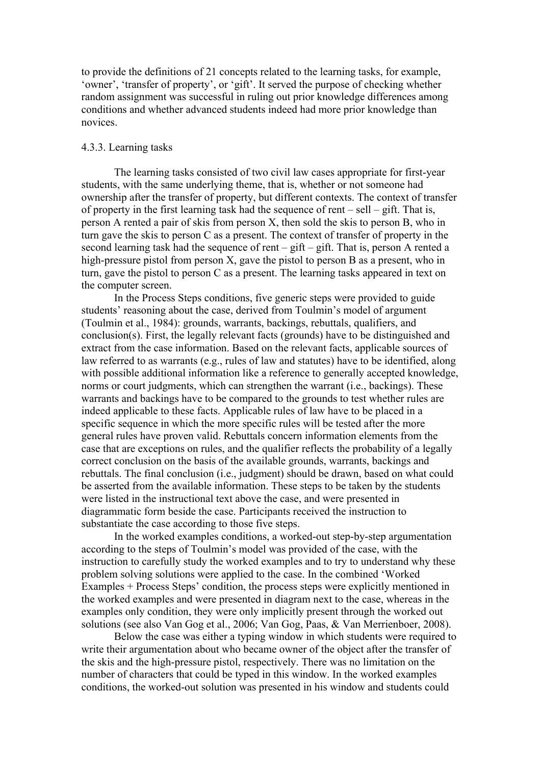to provide the definitions of 21 concepts related to the learning tasks, for example, ‘owner’, ‘transfer of property’, or ‘gift’. It served the purpose of checking whether random assignment was successful in ruling out prior knowledge differences among conditions and whether advanced students indeed had more prior knowledge than novices.

### 4.3.3. Learning tasks

The learning tasks consisted of two civil law cases appropriate for first-year students, with the same underlying theme, that is, whether or not someone had ownership after the transfer of property, but different contexts. The context of transfer of property in the first learning task had the sequence of rent – sell – gift. That is, person A rented a pair of skis from person X, then sold the skis to person B, who in turn gave the skis to person C as a present. The context of transfer of property in the second learning task had the sequence of rent – gift – gift. That is, person A rented a high-pressure pistol from person X, gave the pistol to person B as a present, who in turn, gave the pistol to person C as a present. The learning tasks appeared in text on the computer screen.

In the Process Steps conditions, five generic steps were provided to guide students’ reasoning about the case, derived from Toulmin’s model of argument (Toulmin et al., 1984): grounds, warrants, backings, rebuttals, qualifiers, and conclusion(s). First, the legally relevant facts (grounds) have to be distinguished and extract from the case information. Based on the relevant facts, applicable sources of law referred to as warrants (e.g., rules of law and statutes) have to be identified, along with possible additional information like a reference to generally accepted knowledge, norms or court judgments, which can strengthen the warrant (i.e., backings). These warrants and backings have to be compared to the grounds to test whether rules are indeed applicable to these facts. Applicable rules of law have to be placed in a specific sequence in which the more specific rules will be tested after the more general rules have proven valid. Rebuttals concern information elements from the case that are exceptions on rules, and the qualifier reflects the probability of a legally correct conclusion on the basis of the available grounds, warrants, backings and rebuttals. The final conclusion (i.e., judgment) should be drawn, based on what could be asserted from the available information. These steps to be taken by the students were listed in the instructional text above the case, and were presented in diagrammatic form beside the case. Participants received the instruction to substantiate the case according to those five steps.

In the worked examples conditions, a worked-out step-by-step argumentation according to the steps of Toulmin’s model was provided of the case, with the instruction to carefully study the worked examples and to try to understand why these problem solving solutions were applied to the case. In the combined ‘Worked Examples + Process Steps’ condition, the process steps were explicitly mentioned in the worked examples and were presented in diagram next to the case, whereas in the examples only condition, they were only implicitly present through the worked out solutions (see also Van Gog et al., 2006; Van Gog, Paas, & Van Merrienboer, 2008).

Below the case was either a typing window in which students were required to write their argumentation about who became owner of the object after the transfer of the skis and the high-pressure pistol, respectively. There was no limitation on the number of characters that could be typed in this window. In the worked examples conditions, the worked-out solution was presented in his window and students could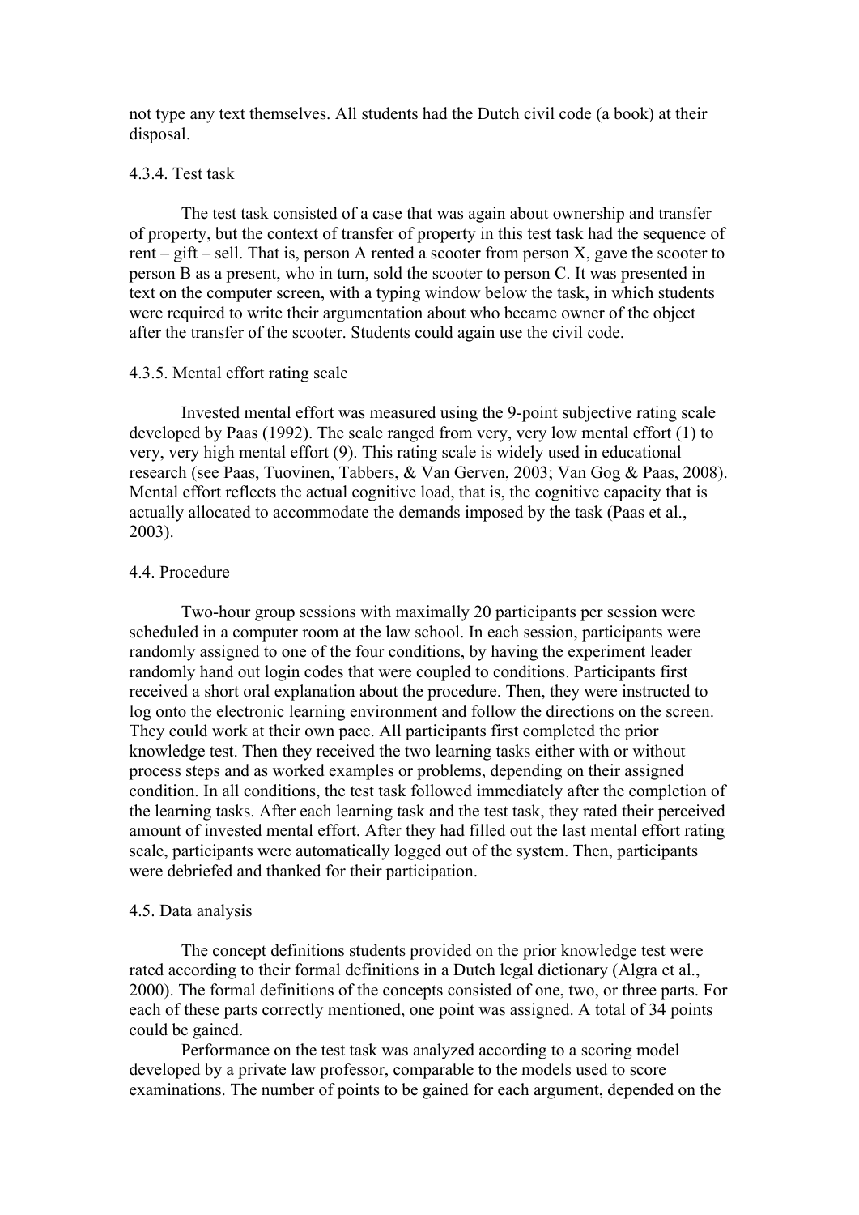not type any text themselves. All students had the Dutch civil code (a book) at their disposal.

#### 4.3.4. Test task

The test task consisted of a case that was again about ownership and transfer of property, but the context of transfer of property in this test task had the sequence of rent – gift – sell. That is, person A rented a scooter from person X, gave the scooter to person B as a present, who in turn, sold the scooter to person C. It was presented in text on the computer screen, with a typing window below the task, in which students were required to write their argumentation about who became owner of the object after the transfer of the scooter. Students could again use the civil code.

#### 4.3.5. Mental effort rating scale

Invested mental effort was measured using the 9-point subjective rating scale developed by Paas (1992). The scale ranged from very, very low mental effort (1) to very, very high mental effort (9). This rating scale is widely used in educational research (see Paas, Tuovinen, Tabbers, & Van Gerven, 2003; Van Gog & Paas, 2008). Mental effort reflects the actual cognitive load, that is, the cognitive capacity that is actually allocated to accommodate the demands imposed by the task (Paas et al., 2003).

### 4.4. Procedure

Two-hour group sessions with maximally 20 participants per session were scheduled in a computer room at the law school. In each session, participants were randomly assigned to one of the four conditions, by having the experiment leader randomly hand out login codes that were coupled to conditions. Participants first received a short oral explanation about the procedure. Then, they were instructed to log onto the electronic learning environment and follow the directions on the screen. They could work at their own pace. All participants first completed the prior knowledge test. Then they received the two learning tasks either with or without process steps and as worked examples or problems, depending on their assigned condition. In all conditions, the test task followed immediately after the completion of the learning tasks. After each learning task and the test task, they rated their perceived amount of invested mental effort. After they had filled out the last mental effort rating scale, participants were automatically logged out of the system. Then, participants were debriefed and thanked for their participation.

### 4.5. Data analysis

The concept definitions students provided on the prior knowledge test were rated according to their formal definitions in a Dutch legal dictionary (Algra et al., 2000). The formal definitions of the concepts consisted of one, two, or three parts. For each of these parts correctly mentioned, one point was assigned. A total of 34 points could be gained.

Performance on the test task was analyzed according to a scoring model developed by a private law professor, comparable to the models used to score examinations. The number of points to be gained for each argument, depended on the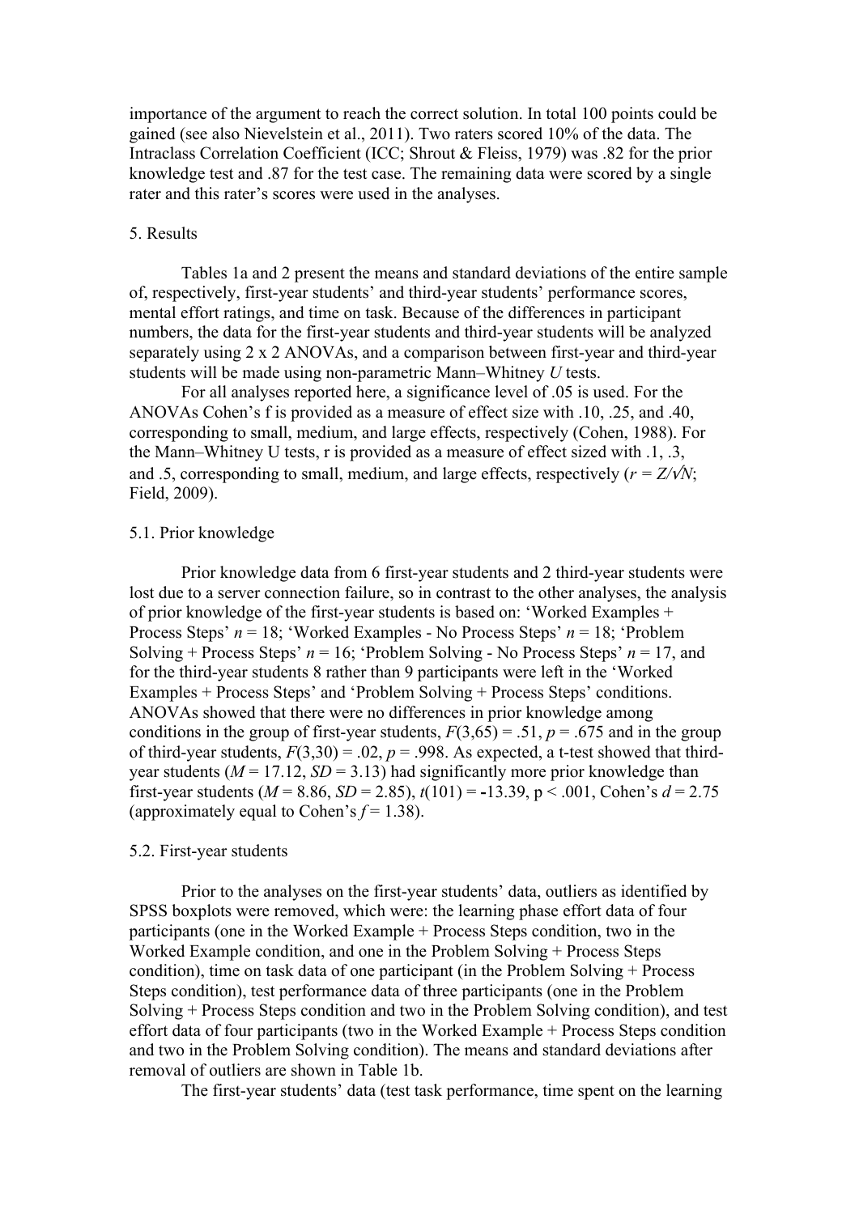importance of the argument to reach the correct solution. In total 100 points could be gained (see also Nievelstein et al., 2011). Two raters scored 10% of the data. The Intraclass Correlation Coefficient (ICC; Shrout & Fleiss, 1979) was .82 for the prior knowledge test and .87 for the test case. The remaining data were scored by a single rater and this rater's scores were used in the analyses.

## 5. Results

Tables 1a and 2 present the means and standard deviations of the entire sample of, respectively, first-year students' and third-year students' performance scores, mental effort ratings, and time on task. Because of the differences in participant numbers, the data for the first-year students and third-year students will be analyzed separately using 2 x 2 ANOVAs, and a comparison between first-year and third-year students will be made using non-parametric Mann–Whitney *U* tests.

For all analyses reported here, a significance level of .05 is used. For the ANOVAs Cohen's f is provided as a measure of effect size with .10, .25, and .40, corresponding to small, medium, and large effects, respectively (Cohen, 1988). For the Mann–Whitney U tests, r is provided as a measure of effect sized with .1, .3, and .5, corresponding to small, medium, and large effects, respectively ($r = Z/\sqrt{N}$; Field, 2009).

### 5.1. Prior knowledge

Prior knowledge data from 6 first-year students and 2 third-year students were lost due to a server connection failure, so in contrast to the other analyses, the analysis of prior knowledge of the first-year students is based on: 'Worked Examples + Process Steps' $n = 18$; 'Worked Examples - No Process Steps' $n = 18$; 'Problem Solving + Process Steps' $n = 16$; 'Problem Solving - No Process Steps' $n = 17$, and for the third-year students 8 rather than 9 participants were left in the 'Worked Examples + Process Steps' and 'Problem Solving + Process Steps' conditions. ANOVAs showed that there were no differences in prior knowledge among conditions in the group of first-year students, $F(3,65) = .51$, $p = .675$ and in the group of third-year students, $F(3,30) = .02$, $p = .998$. As expected, a t-test showed that third-year students ($M = 17.12$, $SD = 3.13$) had significantly more prior knowledge than first-year students ($M = 8.86$, $SD = 2.85$), $t(101) = -13.39$, $p < .001$, Cohen's $d = 2.75$ (approximately equal to Cohen's $f = 1.38$).

### 5.2. First-year students

Prior to the analyses on the first-year students' data, outliers as identified by SPSS boxplots were removed, which were: the learning phase effort data of four participants (one in the Worked Example + Process Steps condition, two in the Worked Example condition, and one in the Problem Solving + Process Steps condition), time on task data of one participant (in the Problem Solving + Process Steps condition), test performance data of three participants (one in the Problem Solving + Process Steps condition and two in the Problem Solving condition), and test effort data of four participants (two in the Worked Example + Process Steps condition and two in the Problem Solving condition). The means and standard deviations after removal of outliers are shown in Table 1b.

The first-year students' data (test task performance, time spent on the learning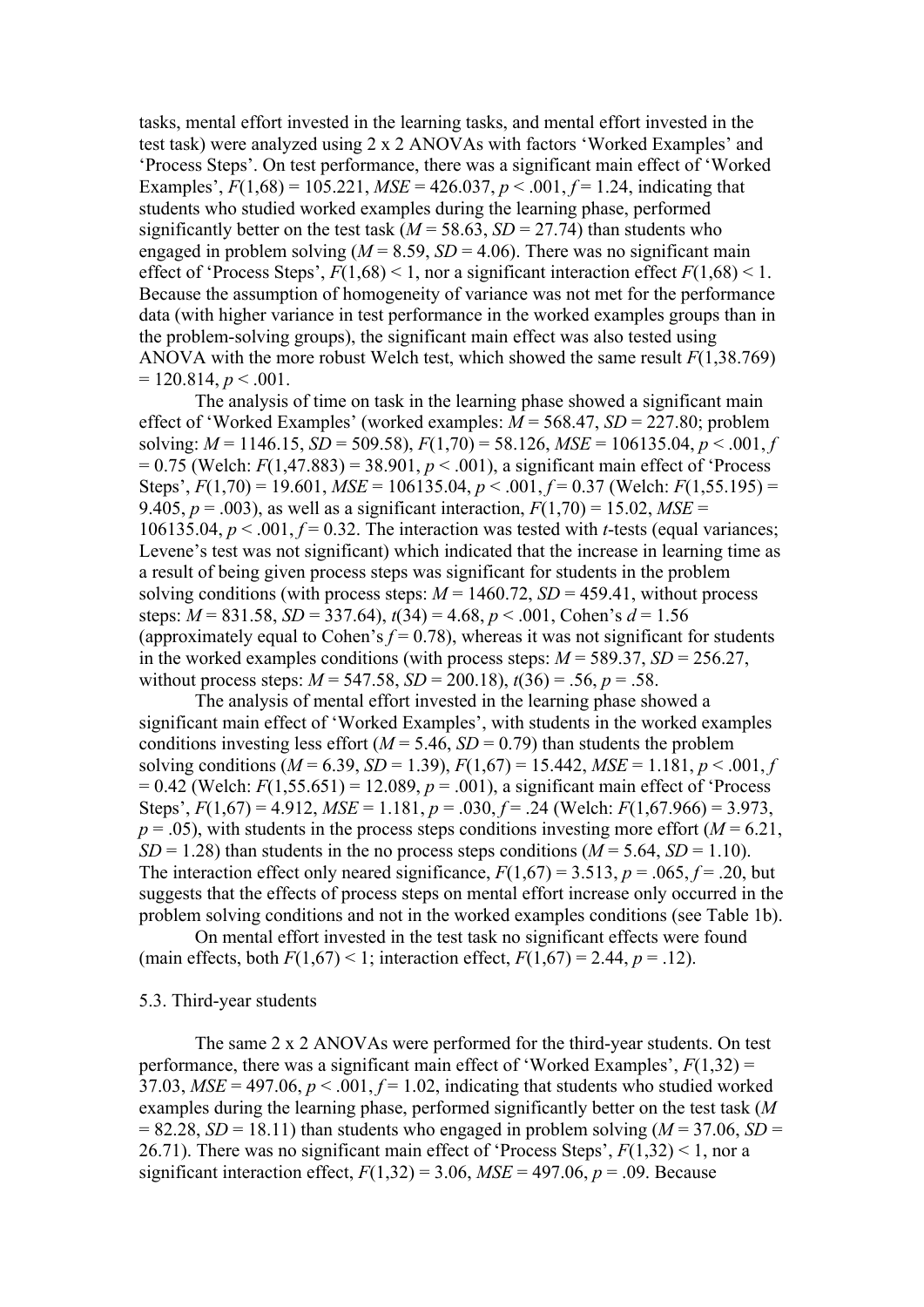tasks, mental effort invested in the learning tasks, and mental effort invested in the test task) were analyzed using 2 x 2 ANOVAs with factors 'Worked Examples' and 'Process Steps'. On test performance, there was a significant main effect of 'Worked Examples', $F(1,68) = 105.221$, $MSE = 426.037$, $p < .001$, $f = 1.24$, indicating that students who studied worked examples during the learning phase, performed significantly better on the test task ($M = 58.63$, $SD = 27.74$) than students who engaged in problem solving ($M = 8.59$, $SD = 4.06$). There was no significant main effect of 'Process Steps', $F(1,68) < 1$, nor a significant interaction effect $F(1,68) < 1$. Because the assumption of homogeneity of variance was not met for the performance data (with higher variance in test performance in the worked examples groups than in the problem-solving groups), the significant main effect was also tested using ANOVA with the more robust Welch test, which showed the same result $F(1,38.769) = 120.814$, $p < .001$.

The analysis of time on task in the learning phase showed a significant main effect of 'Worked Examples' (worked examples: $M = 568.47$, $SD = 227.80$; problem solving: $M = 1146.15$, $SD = 509.58$), $F(1,70) = 58.126$, $MSE = 106135.04$, $p < .001$, $f = 0.75$ (Welch: $F(1,47.883) = 38.901$, $p < .001$), a significant main effect of 'Process Steps', $F(1,70) = 19.601$, $MSE = 106135.04$, $p < .001$, $f = 0.37$ (Welch: $F(1,55.195) = 9.405$, $p = .003$), as well as a significant interaction, $F(1,70) = 15.02$, $MSE = 106135.04$, $p < .001$, $f = 0.32$. The interaction was tested with $t$-tests (equal variances; Levene's test was not significant) which indicated that the increase in learning time as a result of being given process steps was significant for students in the problem solving conditions (with process steps: $M = 1460.72$, $SD = 459.41$, without process steps: $M = 831.58$, $SD = 337.64$), $t(34) = 4.68$, $p < .001$, Cohen's $d = 1.56$ (approximately equal to Cohen's $f = 0.78$), whereas it was not significant for students in the worked examples conditions (with process steps: $M = 589.37$, $SD = 256.27$, without process steps: $M = 547.58$, $SD = 200.18$), $t(36) = .56$, $p = .58$.

The analysis of mental effort invested in the learning phase showed a significant main effect of 'Worked Examples', with students in the worked examples conditions investing less effort ($M = 5.46$, $SD = 0.79$) than students the problem solving conditions ($M = 6.39$, $SD = 1.39$), $F(1,67) = 15.442$, $MSE = 1.181$, $p < .001$, $f = 0.42$ (Welch: $F(1,55.651) = 12.089$, $p = .001$), a significant main effect of 'Process Steps', $F(1,67) = 4.912$, $MSE = 1.181$, $p = .030$, $f = .24$ (Welch: $F(1,67.966) = 3.973$, $p = .05$), with students in the process steps conditions investing more effort ($M = 6.21$, $SD = 1.28$) than students in the no process steps conditions ($M = 5.64$, $SD = 1.10$). The interaction effect only neared significance, $F(1,67) = 3.513$, $p = .065$, $f = .20$, but suggests that the effects of process steps on mental effort increase only occurred in the problem solving conditions and not in the worked examples conditions (see Table 1b).

On mental effort invested in the test task no significant effects were found (main effects, both $F(1,67) < 1$; interaction effect, $F(1,67) = 2.44$, $p = .12$).

## 5.3. Third-year students

The same 2 x 2 ANOVAs were performed for the third-year students. On test performance, there was a significant main effect of 'Worked Examples', $F(1,32) = 37.03$, $MSE = 497.06$, $p < .001$, $f = 1.02$, indicating that students who studied worked examples during the learning phase, performed significantly better on the test task ($M = 82.28$, $SD = 18.11$) than students who engaged in problem solving ($M = 37.06$, $SD = 26.71$). There was no significant main effect of 'Process Steps', $F(1,32) < 1$, nor a significant interaction effect, $F(1,32) = 3.06$, $MSE = 497.06$, $p = .09$. Because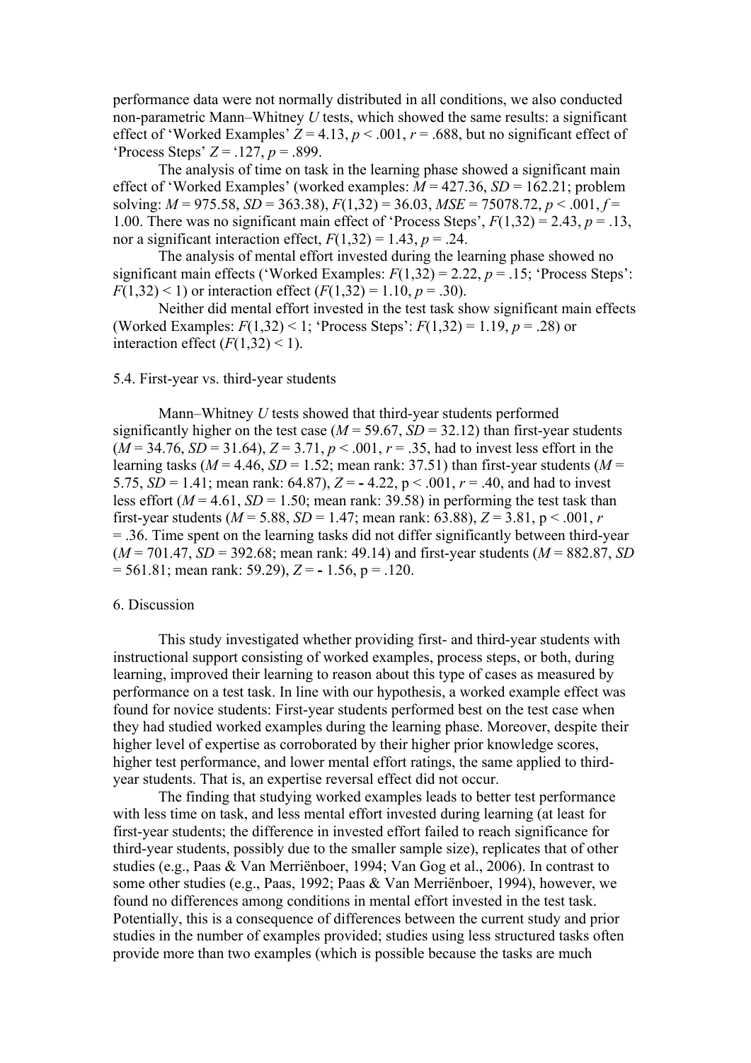performance data were not normally distributed in all conditions, we also conducted non-parametric Mann–Whitney $U$ tests, which showed the same results: a significant effect of 'Worked Examples' $Z = 4.13$, $p < .001$, $r = .688$, but no significant effect of 'Process Steps' $Z = .127$, $p = .899$.

The analysis of time on task in the learning phase showed a significant main effect of 'Worked Examples' (worked examples: $M = 427.36$, $SD = 162.21$; problem solving: $M = 975.58$, $SD = 363.38$), $F(1,32) = 36.03$, $MSE = 75078.72$, $p < .001$, $f = 1.00$. There was no significant main effect of 'Process Steps', $F(1,32) = 2.43$, $p = .13$, nor a significant interaction effect, $F(1,32) = 1.43$, $p = .24$.

The analysis of mental effort invested during the learning phase showed no significant main effects ('Worked Examples: $F(1,32) = 2.22$, $p = .15$; 'Process Steps': $F(1,32) < 1$) or interaction effect ($F(1,32) = 1.10$, $p = .30$).

Neither did mental effort invested in the test task show significant main effects (Worked Examples: $F(1,32) < 1$; 'Process Steps': $F(1,32) = 1.19$, $p = .28$) or interaction effect ($F(1,32) < 1$).

### 5.4. First-year vs. third-year students

Mann–Whitney $U$ tests showed that third-year students performed significantly higher on the test case ($M = 59.67$, $SD = 32.12$) than first-year students ($M = 34.76$, $SD = 31.64$), $Z = 3.71$, $p < .001$, $r = .35$, had to invest less effort in the learning tasks ($M = 4.46$, $SD = 1.52$; mean rank: 37.51) than first-year students ($M = 5.75$, $SD = 1.41$; mean rank: 64.87), $Z = -4.22$, $p < .001$, $r = .40$, and had to invest less effort ($M = 4.61$, $SD = 1.50$; mean rank: 39.58) in performing the test task than first-year students ($M = 5.88$, $SD = 1.47$; mean rank: 63.88), $Z = 3.81$, $p < .001$, $r = .36$. Time spent on the learning tasks did not differ significantly between third-year ($M = 701.47$, $SD = 392.68$; mean rank: 49.14) and first-year students ($M = 882.87$, $SD = 561.81$; mean rank: 59.29), $Z = -1.56$, $p = .120$.

## 6. Discussion

This study investigated whether providing first- and third-year students with instructional support consisting of worked examples, process steps, or both, during learning, improved their learning to reason about this type of cases as measured by performance on a test task. In line with our hypothesis, a worked example effect was found for novice students: First-year students performed best on the test case when they had studied worked examples during the learning phase. Moreover, despite their higher level of expertise as corroborated by their higher prior knowledge scores, higher test performance, and lower mental effort ratings, the same applied to third-year students. That is, an expertise reversal effect did not occur.

The finding that studying worked examples leads to better test performance with less time on task, and less mental effort invested during learning (at least for first-year students; the difference in invested effort failed to reach significance for third-year students, possibly due to the smaller sample size), replicates that of other studies (e.g., Paas & Van Merriënboer, 1994; Van Gog et al., 2006). In contrast to some other studies (e.g., Paas, 1992; Paas & Van Merriënboer, 1994), however, we found no differences among conditions in mental effort invested in the test task. Potentially, this is a consequence of differences between the current study and prior studies in the number of examples provided; studies using less structured tasks often provide more than two examples (which is possible because the tasks are much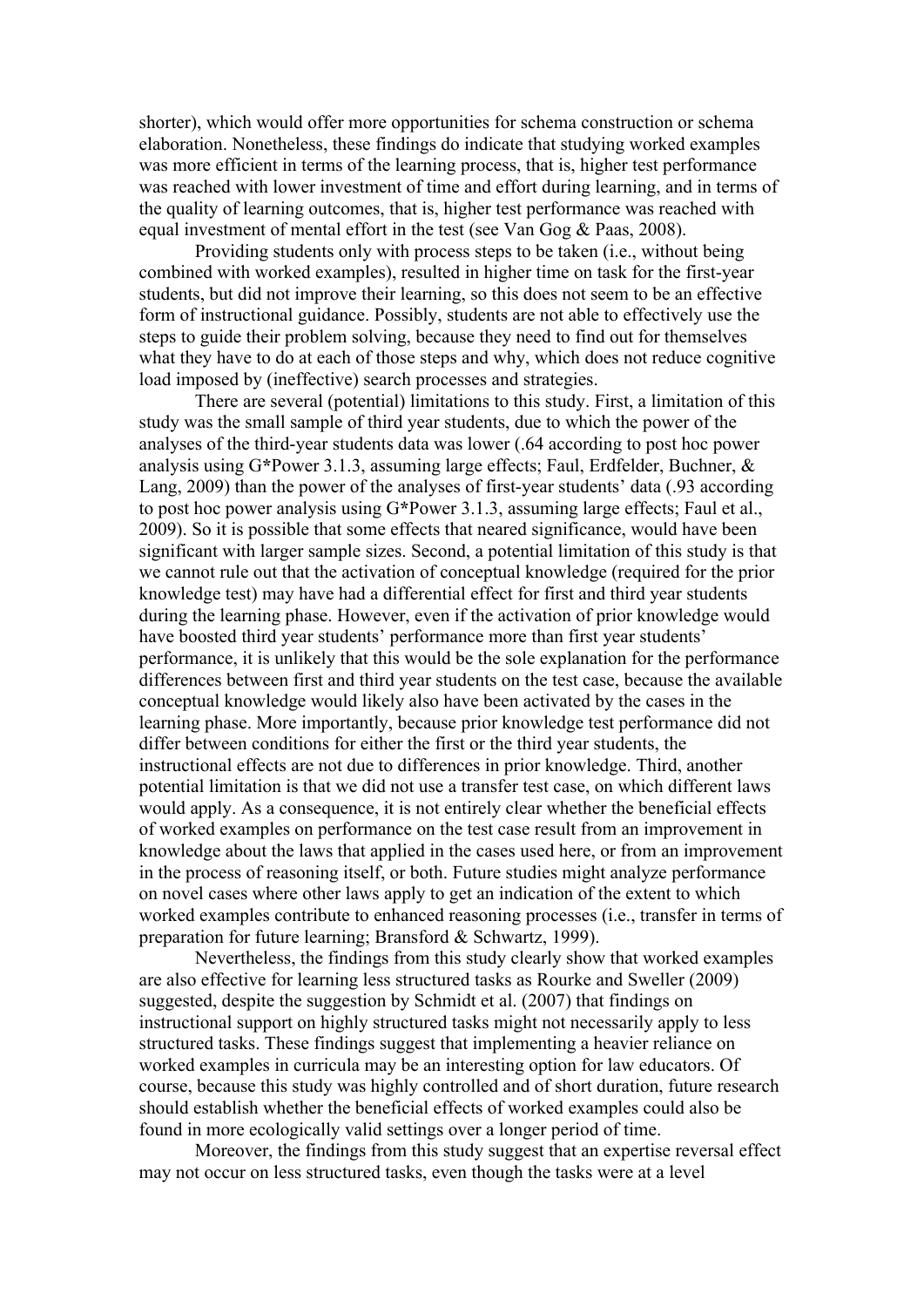shorter), which would offer more opportunities for schema construction or schema elaboration. Nonetheless, these findings do indicate that studying worked examples was more efficient in terms of the learning process, that is, higher test performance was reached with lower investment of time and effort during learning, and in terms of the quality of learning outcomes, that is, higher test performance was reached with equal investment of mental effort in the test (see Van Gog & Paas, 2008).

Providing students only with process steps to be taken (i.e., without being combined with worked examples), resulted in higher time on task for the first-year students, but did not improve their learning, so this does not seem to be an effective form of instructional guidance. Possibly, students are not able to effectively use the steps to guide their problem solving, because they need to find out for themselves what they have to do at each of those steps and why, which does not reduce cognitive load imposed by (ineffective) search processes and strategies.

There are several (potential) limitations to this study. First, a limitation of this study was the small sample of third year students, due to which the power of the analyses of the third-year students data was lower (.64 according to post hoc power analysis using G*Power 3.1.3, assuming large effects; Faul, Erdfelder, Buchner, & Lang, 2009) than the power of the analyses of first-year students' data (.93 according to post hoc power analysis using G*Power 3.1.3, assuming large effects; Faul et al., 2009). So it is possible that some effects that neared significance, would have been significant with larger sample sizes. Second, a potential limitation of this study is that we cannot rule out that the activation of conceptual knowledge (required for the prior knowledge test) may have had a differential effect for first and third year students during the learning phase. However, even if the activation of prior knowledge would have boosted third year students' performance more than first year students' performance, it is unlikely that this would be the sole explanation for the performance differences between first and third year students on the test case, because the available conceptual knowledge would likely also have been activated by the cases in the learning phase. More importantly, because prior knowledge test performance did not differ between conditions for either the first or the third year students, the instructional effects are not due to differences in prior knowledge. Third, another potential limitation is that we did not use a transfer test case, on which different laws would apply. As a consequence, it is not entirely clear whether the beneficial effects of worked examples on performance on the test case result from an improvement in knowledge about the laws that applied in the cases used here, or from an improvement in the process of reasoning itself, or both. Future studies might analyze performance on novel cases where other laws apply to get an indication of the extent to which worked examples contribute to enhanced reasoning processes (i.e., transfer in terms of preparation for future learning; Bransford & Schwartz, 1999).

Nevertheless, the findings from this study clearly show that worked examples are also effective for learning less structured tasks as Rourke and Sweller (2009) suggested, despite the suggestion by Schmidt et al. (2007) that findings on instructional support on highly structured tasks might not necessarily apply to less structured tasks. These findings suggest that implementing a heavier reliance on worked examples in curricula may be an interesting option for law educators. Of course, because this study was highly controlled and of short duration, future research should establish whether the beneficial effects of worked examples could also be found in more ecologically valid settings over a longer period of time.

Moreover, the findings from this study suggest that an expertise reversal effect may not occur on less structured tasks, even though the tasks were at a level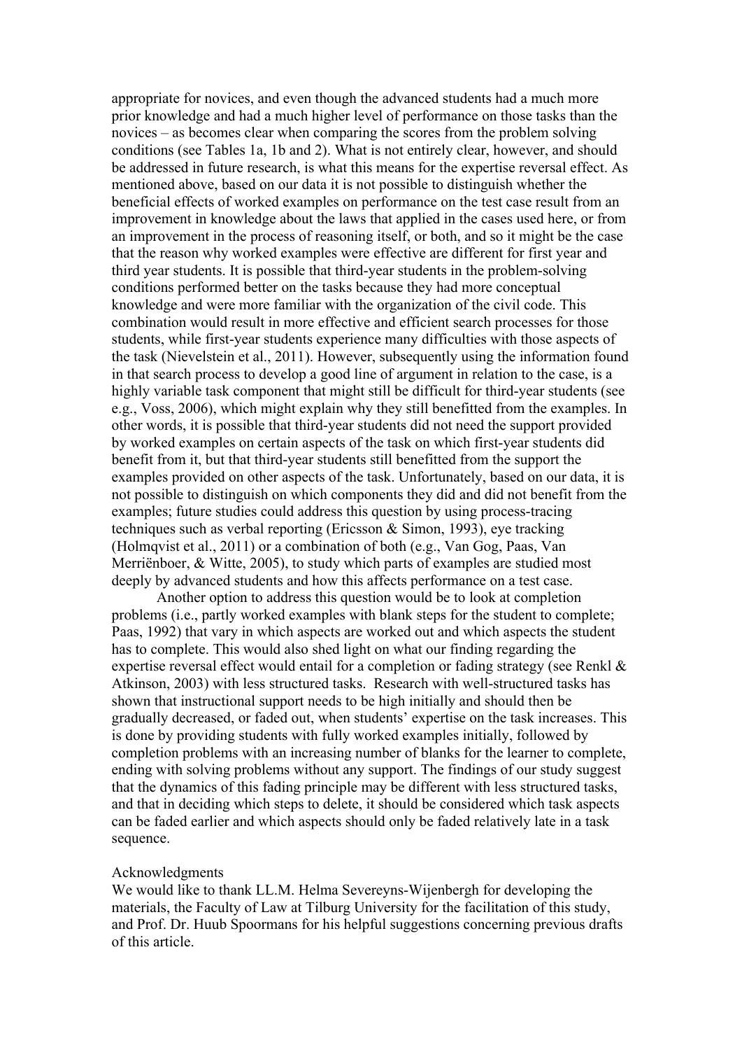appropriate for novices, and even though the advanced students had a much more prior knowledge and had a much higher level of performance on those tasks than the novices – as becomes clear when comparing the scores from the problem solving conditions (see Tables 1a, 1b and 2). What is not entirely clear, however, and should be addressed in future research, is what this means for the expertise reversal effect. As mentioned above, based on our data it is not possible to distinguish whether the beneficial effects of worked examples on performance on the test case result from an improvement in knowledge about the laws that applied in the cases used here, or from an improvement in the process of reasoning itself, or both, and so it might be the case that the reason why worked examples were effective are different for first year and third year students. It is possible that third-year students in the problem-solving conditions performed better on the tasks because they had more conceptual knowledge and were more familiar with the organization of the civil code. This combination would result in more effective and efficient search processes for those students, while first-year students experience many difficulties with those aspects of the task (Nievelstein et al., 2011). However, subsequently using the information found in that search process to develop a good line of argument in relation to the case, is a highly variable task component that might still be difficult for third-year students (see e.g., Voss, 2006), which might explain why they still benefitted from the examples. In other words, it is possible that third-year students did not need the support provided by worked examples on certain aspects of the task on which first-year students did benefit from it, but that third-year students still benefitted from the support the examples provided on other aspects of the task. Unfortunately, based on our data, it is not possible to distinguish on which components they did and did not benefit from the examples; future studies could address this question by using process-tracing techniques such as verbal reporting (Ericsson & Simon, 1993), eye tracking (Holmqvist et al., 2011) or a combination of both (e.g., Van Gog, Paas, Van Merriënboer, & Witte, 2005), to study which parts of examples are studied most deeply by advanced students and how this affects performance on a test case.

Another option to address this question would be to look at completion problems (i.e., partly worked examples with blank steps for the student to complete; Paas, 1992) that vary in which aspects are worked out and which aspects the student has to complete. This would also shed light on what our finding regarding the expertise reversal effect would entail for a completion or fading strategy (see Renkl & Atkinson, 2003) with less structured tasks. Research with well-structured tasks has shown that instructional support needs to be high initially and should then be gradually decreased, or faded out, when students' expertise on the task increases. This is done by providing students with fully worked examples initially, followed by completion problems with an increasing number of blanks for the learner to complete, ending with solving problems without any support. The findings of our study suggest that the dynamics of this fading principle may be different with less structured tasks, and that in deciding which steps to delete, it should be considered which task aspects can be faded earlier and which aspects should only be faded relatively late in a task sequence.

## Acknowledgments

We would like to thank LL.M. Helma Severeyns-Wijenbergh for developing the materials, the Faculty of Law at Tilburg University for the facilitation of this study, and Prof. Dr. Huub Spoormans for his helpful suggestions concerning previous drafts of this article.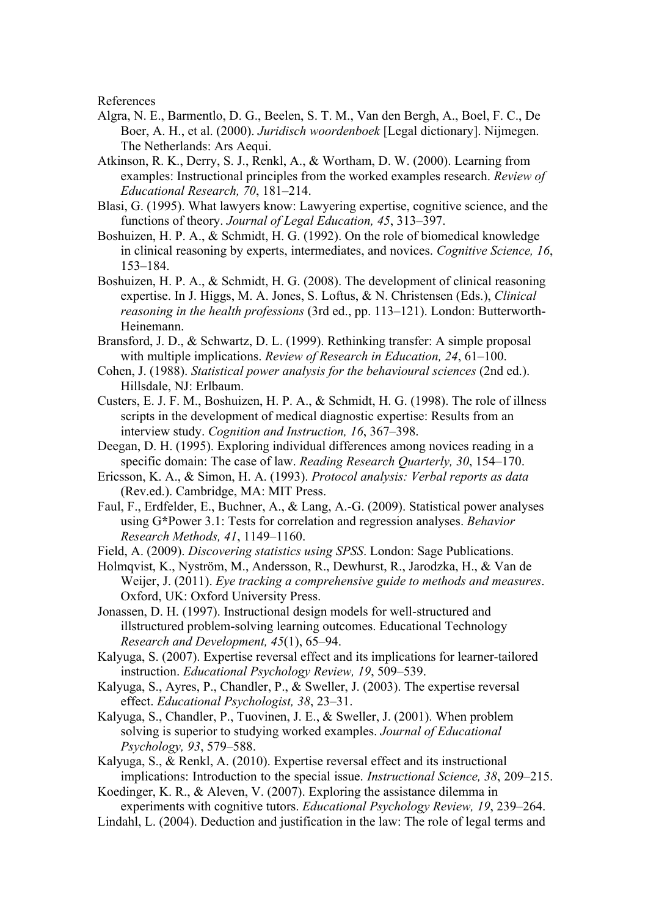References

Algra, N. E., Barmentlo, D. G., Beelen, S. T. M., Van den Bergh, A., Boel, F. C., De Boer, A. H., et al. (2000). *Juridisch woordenboek* [Legal dictionary]. Nijmegen. The Netherlands: Ars Aequi.

Atkinson, R. K., Derry, S. J., Renkl, A., & Wortham, D. W. (2000). Learning from examples: Instructional principles from the worked examples research. *Review of Educational Research, 70*, 181–214.

Blasi, G. (1995). What lawyers know: Lawyering expertise, cognitive science, and the functions of theory. *Journal of Legal Education, 45*, 313–397.

Boshuizen, H. P. A., & Schmidt, H. G. (1992). On the role of biomedical knowledge in clinical reasoning by experts, intermediates, and novices. *Cognitive Science, 16*, 153–184.

Boshuizen, H. P. A., & Schmidt, H. G. (2008). The development of clinical reasoning expertise. In J. Higgs, M. A. Jones, S. Loftus, & N. Christensen (Eds.), *Clinical reasoning in the health professions* (3rd ed., pp. 113–121). London: Butterworth-Heinemann.

Bransford, J. D., & Schwartz, D. L. (1999). Rethinking transfer: A simple proposal with multiple implications. *Review of Research in Education, 24*, 61–100.

Cohen, J. (1988). *Statistical power analysis for the behavioural sciences* (2nd ed.). Hillsdale, NJ: Erlbaum.

Custers, E. J. F. M., Boshuizen, H. P. A., & Schmidt, H. G. (1998). The role of illness scripts in the development of medical diagnostic expertise: Results from an interview study. *Cognition and Instruction, 16*, 367–398.

Deegan, D. H. (1995). Exploring individual differences among novices reading in a specific domain: The case of law. *Reading Research Quarterly, 30*, 154–170.

Ericsson, K. A., & Simon, H. A. (1993). *Protocol analysis: Verbal reports as data* (Rev.ed.). Cambridge, MA: MIT Press.

Faul, F., Erdfelder, E., Buchner, A., & Lang, A.-G. (2009). Statistical power analyses using G*Power 3.1: Tests for correlation and regression analyses. *Behavior Research Methods, 41*, 1149–1160.

Field, A. (2009). *Discovering statistics using SPSS*. London: Sage Publications.

Holmqvist, K., Nyström, M., Andersson, R., Dewhurst, R., Jarodzka, H., & Van de Weijer, J. (2011). *Eye tracking a comprehensive guide to methods and measures*. Oxford, UK: Oxford University Press.

Jonassen, D. H. (1997). Instructional design models for well-structured and illstructured problem-solving learning outcomes. Educational Technology *Research and Development, 45*(1), 65–94.

Kalyuga, S. (2007). Expertise reversal effect and its implications for learner-tailored instruction. *Educational Psychology Review, 19*, 509–539.

Kalyuga, S., Ayres, P., Chandler, P., & Sweller, J. (2003). The expertise reversal effect. *Educational Psychologist, 38*, 23–31.

Kalyuga, S., Chandler, P., Tuovinen, J. E., & Sweller, J. (2001). When problem solving is superior to studying worked examples. *Journal of Educational Psychology, 93*, 579–588.

Kalyuga, S., & Renkl, A. (2010). Expertise reversal effect and its instructional implications: Introduction to the special issue. *Instructional Science, 38*, 209–215.

Koedinger, K. R., & Aleven, V. (2007). Exploring the assistance dilemma in experiments with cognitive tutors. *Educational Psychology Review, 19*, 239–264.

Lindahl, L. (2004). Deduction and justification in the law: The role of legal terms and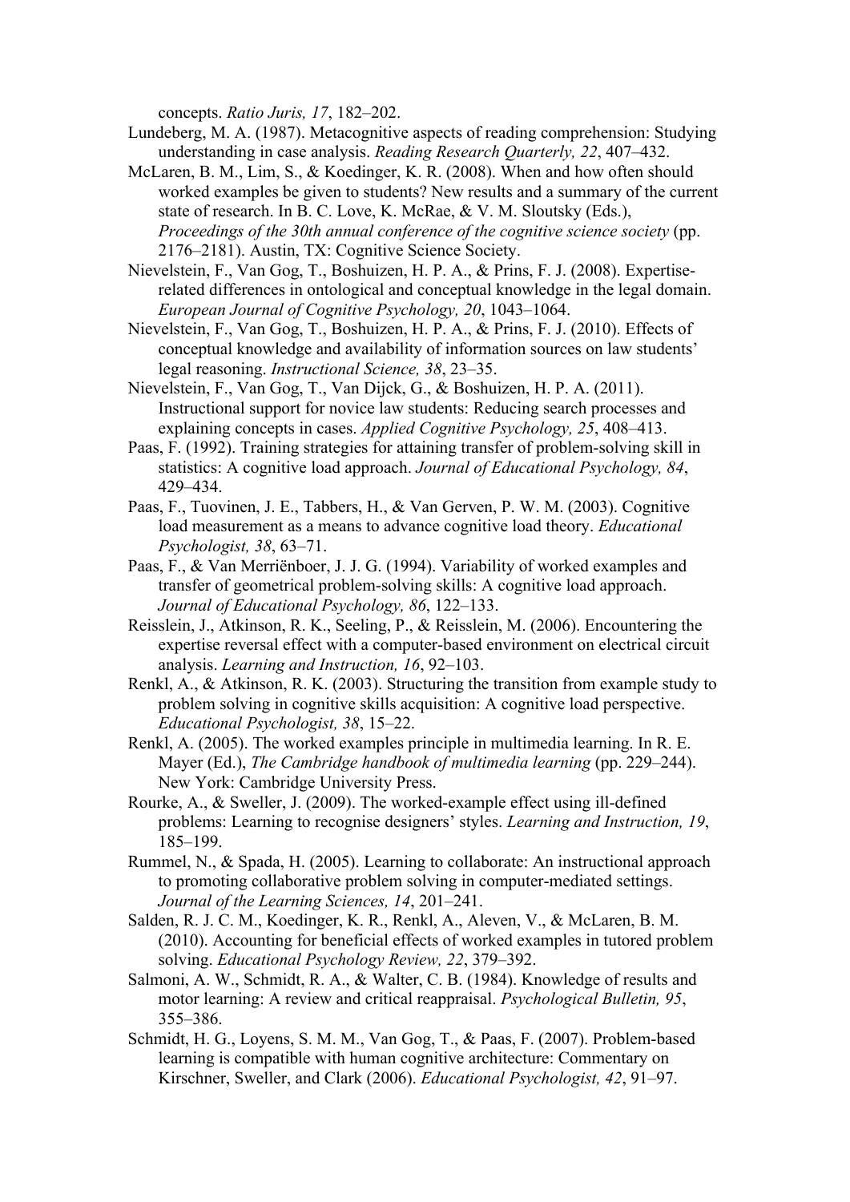concepts. *Ratio Juris, 17*, 182–202.

Lundeberg, M. A. (1987). Metacognitive aspects of reading comprehension: Studying understanding in case analysis. *Reading Research Quarterly, 22*, 407–432.

McLaren, B. M., Lim, S., & Koedinger, K. R. (2008). When and how often should worked examples be given to students? New results and a summary of the current state of research. In B. C. Love, K. McRae, & V. M. Sloutsky (Eds.), *Proceedings of the 30th annual conference of the cognitive science society* (pp. 2176–2181). Austin, TX: Cognitive Science Society.

Nievelstein, F., Van Gog, T., Boshuizen, H. P. A., & Prins, F. J. (2008). Expertise-related differences in ontological and conceptual knowledge in the legal domain. *European Journal of Cognitive Psychology, 20*, 1043–1064.

Nievelstein, F., Van Gog, T., Boshuizen, H. P. A., & Prins, F. J. (2010). Effects of conceptual knowledge and availability of information sources on law students' legal reasoning. *Instructional Science, 38*, 23–35.

Nievelstein, F., Van Gog, T., Van Dijck, G., & Boshuizen, H. P. A. (2011). Instructional support for novice law students: Reducing search processes and explaining concepts in cases. *Applied Cognitive Psychology, 25*, 408–413.

Paas, F. (1992). Training strategies for attaining transfer of problem-solving skill in statistics: A cognitive load approach. *Journal of Educational Psychology, 84*, 429–434.

Paas, F., Tuovinen, J. E., Tabbers, H., & Van Gerven, P. W. M. (2003). Cognitive load measurement as a means to advance cognitive load theory. *Educational Psychologist, 38*, 63–71.

Paas, F., & Van Merriënboer, J. J. G. (1994). Variability of worked examples and transfer of geometrical problem-solving skills: A cognitive load approach. *Journal of Educational Psychology, 86*, 122–133.

Reisslein, J., Atkinson, R. K., Seeling, P., & Reisslein, M. (2006). Encountering the expertise reversal effect with a computer-based environment on electrical circuit analysis. *Learning and Instruction, 16*, 92–103.

Renkl, A., & Atkinson, R. K. (2003). Structuring the transition from example study to problem solving in cognitive skills acquisition: A cognitive load perspective. *Educational Psychologist, 38*, 15–22.

Renkl, A. (2005). The worked examples principle in multimedia learning. In R. E. Mayer (Ed.), *The Cambridge handbook of multimedia learning* (pp. 229–244). New York: Cambridge University Press.

Rourke, A., & Sweller, J. (2009). The worked-example effect using ill-defined problems: Learning to recognise designers' styles. *Learning and Instruction, 19*, 185–199.

Rummel, N., & Spada, H. (2005). Learning to collaborate: An instructional approach to promoting collaborative problem solving in computer-mediated settings. *Journal of the Learning Sciences, 14*, 201–241.

Salden, R. J. C. M., Koedinger, K. R., Renkl, A., Aleven, V., & McLaren, B. M. (2010). Accounting for beneficial effects of worked examples in tutored problem solving. *Educational Psychology Review, 22*, 379–392.

Salmoni, A. W., Schmidt, R. A., & Walter, C. B. (1984). Knowledge of results and motor learning: A review and critical reappraisal. *Psychological Bulletin, 95*, 355–386.

Schmidt, H. G., Loyens, S. M. M., Van Gog, T., & Paas, F. (2007). Problem-based learning is compatible with human cognitive architecture: Commentary on Kirschner, Sweller, and Clark (2006). *Educational Psychologist, 42*, 91–97.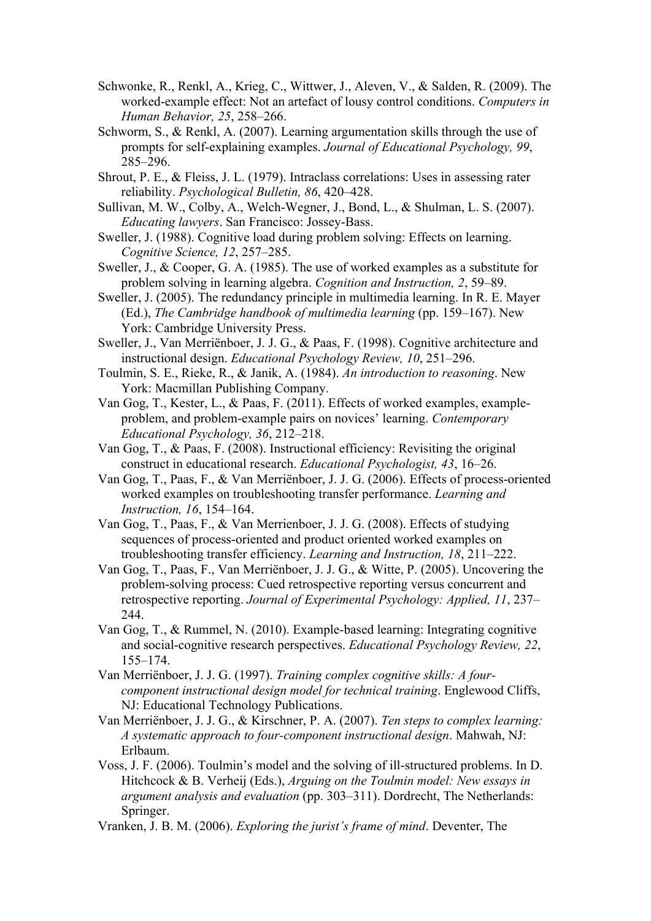Schwonke, R., Renkl, A., Krieg, C., Wittwer, J., Aleven, V., & Salden, R. (2009). The worked-example effect: Not an artefact of lousy control conditions. *Computers in Human Behavior, 25*, 258–266.

Schworm, S., & Renkl, A. (2007). Learning argumentation skills through the use of prompts for self-explaining examples. *Journal of Educational Psychology, 99*, 285–296.

Shrout, P. E., & Fleiss, J. L. (1979). Intraclass correlations: Uses in assessing rater reliability. *Psychological Bulletin, 86*, 420–428.

Sullivan, M. W., Colby, A., Welch-Wegner, J., Bond, L., & Shulman, L. S. (2007). *Educating lawyers*. San Francisco: Jossey-Bass.

Sweller, J. (1988). Cognitive load during problem solving: Effects on learning. *Cognitive Science, 12*, 257–285.

Sweller, J., & Cooper, G. A. (1985). The use of worked examples as a substitute for problem solving in learning algebra. *Cognition and Instruction, 2*, 59–89.

Sweller, J. (2005). The redundancy principle in multimedia learning. In R. E. Mayer (Ed.), *The Cambridge handbook of multimedia learning* (pp. 159–167). New York: Cambridge University Press.

Sweller, J., Van Merriënboer, J. J. G., & Paas, F. (1998). Cognitive architecture and instructional design. *Educational Psychology Review, 10*, 251–296.

Toulmin, S. E., Rieke, R., & Janik, A. (1984). *An introduction to reasoning*. New York: Macmillan Publishing Company.

Van Gog, T., Kester, L., & Paas, F. (2011). Effects of worked examples, example-problem, and problem-example pairs on novices' learning. *Contemporary Educational Psychology, 36*, 212–218.

Van Gog, T., & Paas, F. (2008). Instructional efficiency: Revisiting the original construct in educational research. *Educational Psychologist, 43*, 16–26.

Van Gog, T., Paas, F., & Van Merriënboer, J. J. G. (2006). Effects of process-oriented worked examples on troubleshooting transfer performance. *Learning and Instruction, 16*, 154–164.

Van Gog, T., Paas, F., & Van Merrienboer, J. J. G. (2008). Effects of studying sequences of process-oriented and product oriented worked examples on troubleshooting transfer efficiency. *Learning and Instruction, 18*, 211–222.

Van Gog, T., Paas, F., Van Merriënboer, J. J. G., & Witte, P. (2005). Uncovering the problem-solving process: Cued retrospective reporting versus concurrent and retrospective reporting. *Journal of Experimental Psychology: Applied, 11*, 237–244.

Van Gog, T., & Rummel, N. (2010). Example-based learning: Integrating cognitive and social-cognitive research perspectives. *Educational Psychology Review, 22*, 155–174.

Van Merriënboer, J. J. G. (1997). *Training complex cognitive skills: A four-component instructional design model for technical training*. Englewood Cliffs, NJ: Educational Technology Publications.

Van Merriënboer, J. J. G., & Kirschner, P. A. (2007). *Ten steps to complex learning: A systematic approach to four-component instructional design*. Mahwah, NJ: Erlbaum.

Voss, J. F. (2006). Toulmin's model and the solving of ill-structured problems. In D. Hitchcock & B. Verheij (Eds.), *Arguing on the Toulmin model: New essays in argument analysis and evaluation* (pp. 303–311). Dordrecht, The Netherlands: Springer.

Vranken, J. B. M. (2006). *Exploring the jurist's frame of mind*. Deventer, The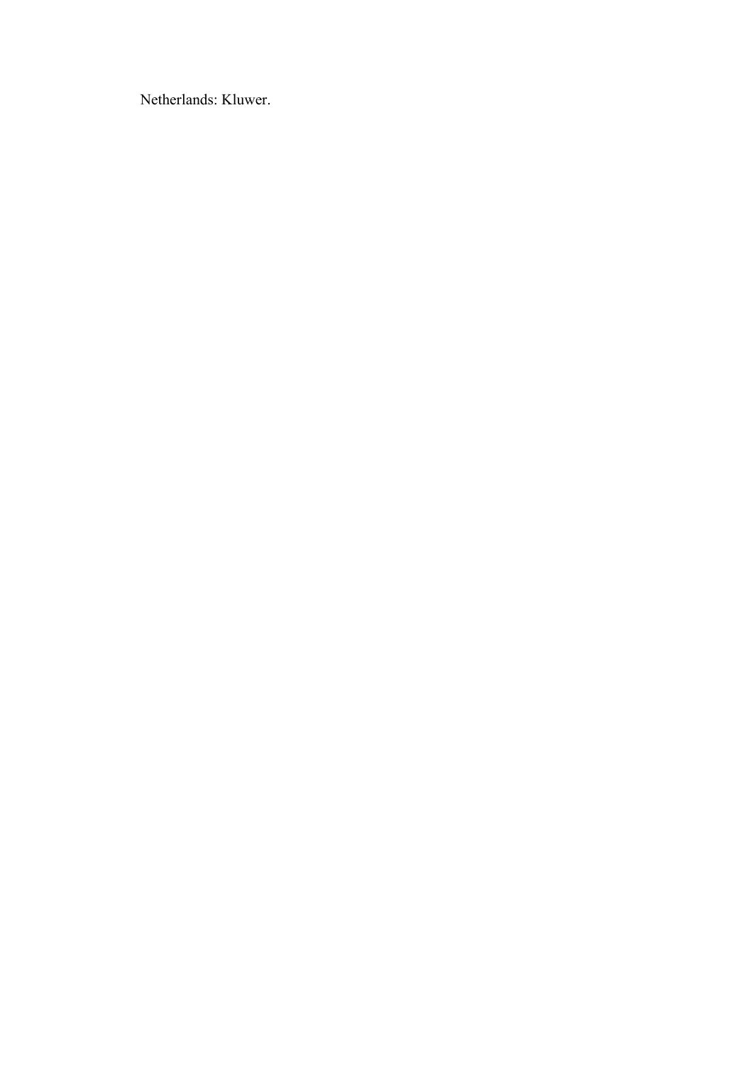Netherlands: Kluwer.